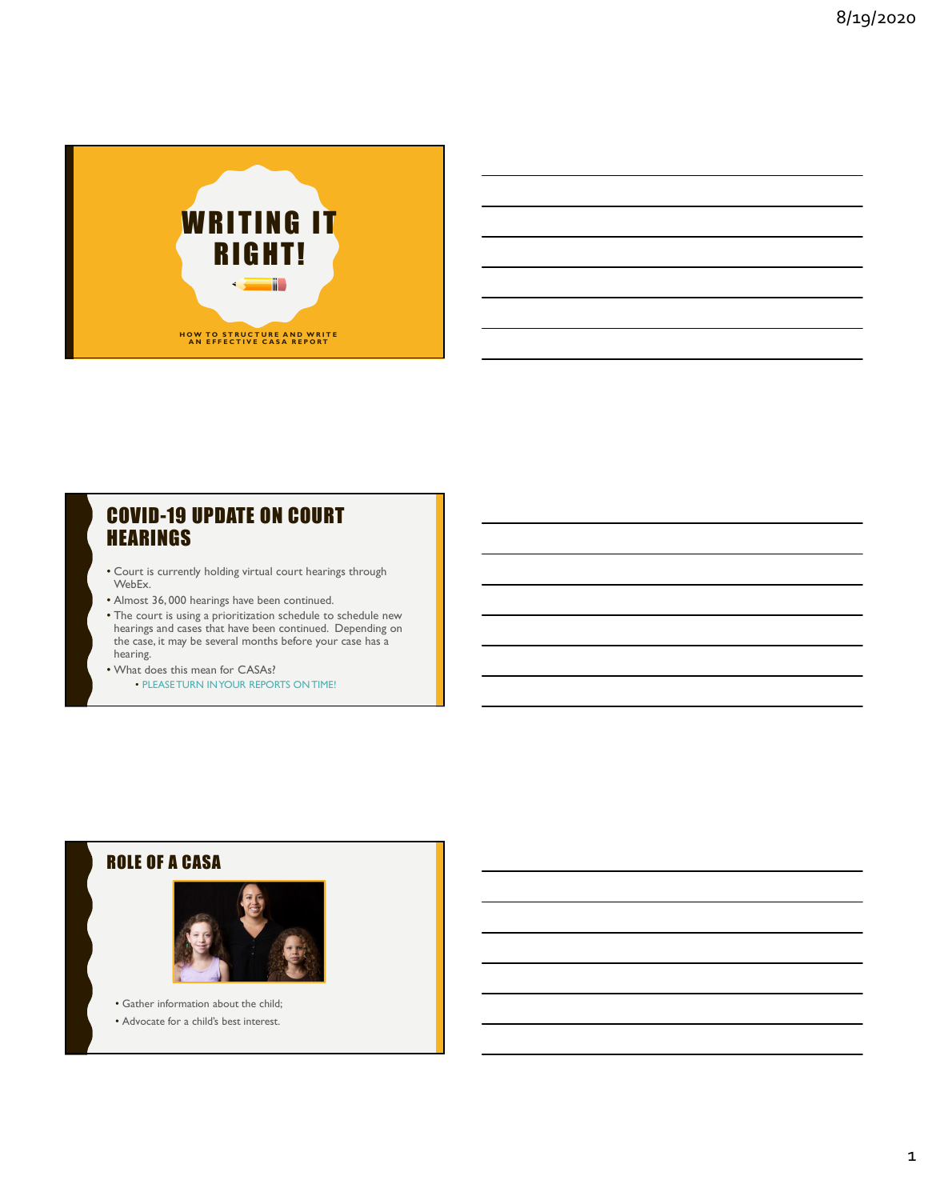# WRITING IT RIGHT!

HOW TO STRUCTURE AND WRITE AN EFFECTIVE CASA REPORT

## COVID-19 UPDATE ON COURT HEARINGS

- Court is currently holding virtual court hearings through WebEx.
- Almost 36,000 hearings have been continued.
- The court is using a prioritization schedule to schedule new hearings and cases that have been continued. Depending on the case, it may be several months before your case has a hearing.
- What does this mean for CASAs?
  - PLEASE TURN IN YOUR REPORTS ON TIME!

## ROLE OF A CASA

- Gather information about the child;
- Advocate for a child's best interest.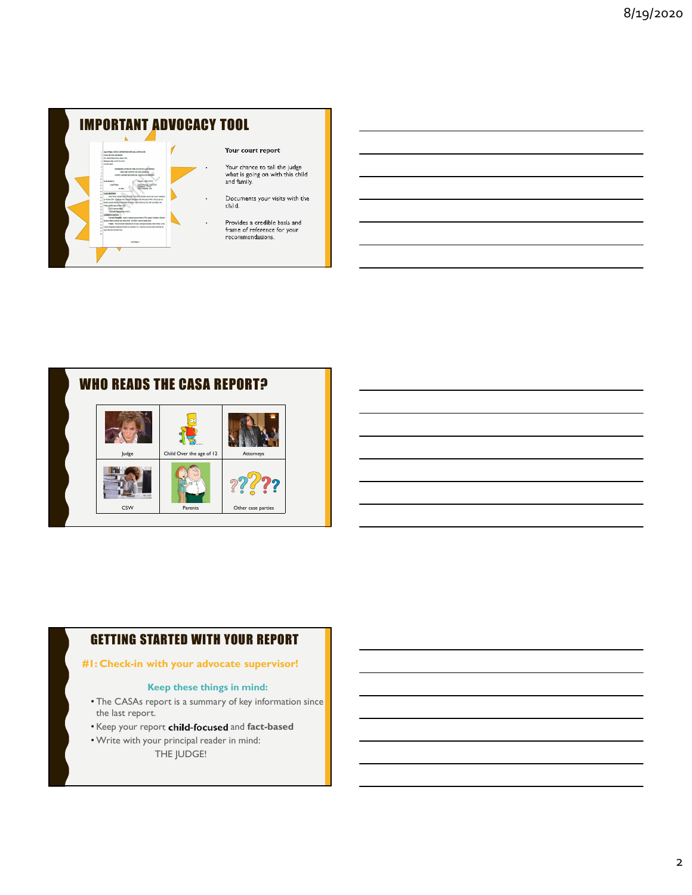## IMPORTANT ADVOCACY TOOL

**Your court report**

- Your chance to tell the judge what is going on with this child and family.
- Documents your visits with the child.
- Provides a credible basis and frame of reference for your recommendations.

## WHO READS THE CASA REPORT?

| Judge | Child Over the age of 12 | Attorneys |
| --- | --- | --- |
| CSW | Parents | Other case parties |

## GETTING STARTED WITH YOUR REPORT

**#1: Check-in with your advocate supervisor!**

**Keep these things in mind:**

- The CASAs report is a summary of key information since the last report.
- Keep your report **child-focused** and **fact-based**
- Write with your principal reader in mind:
  THE JUDGE!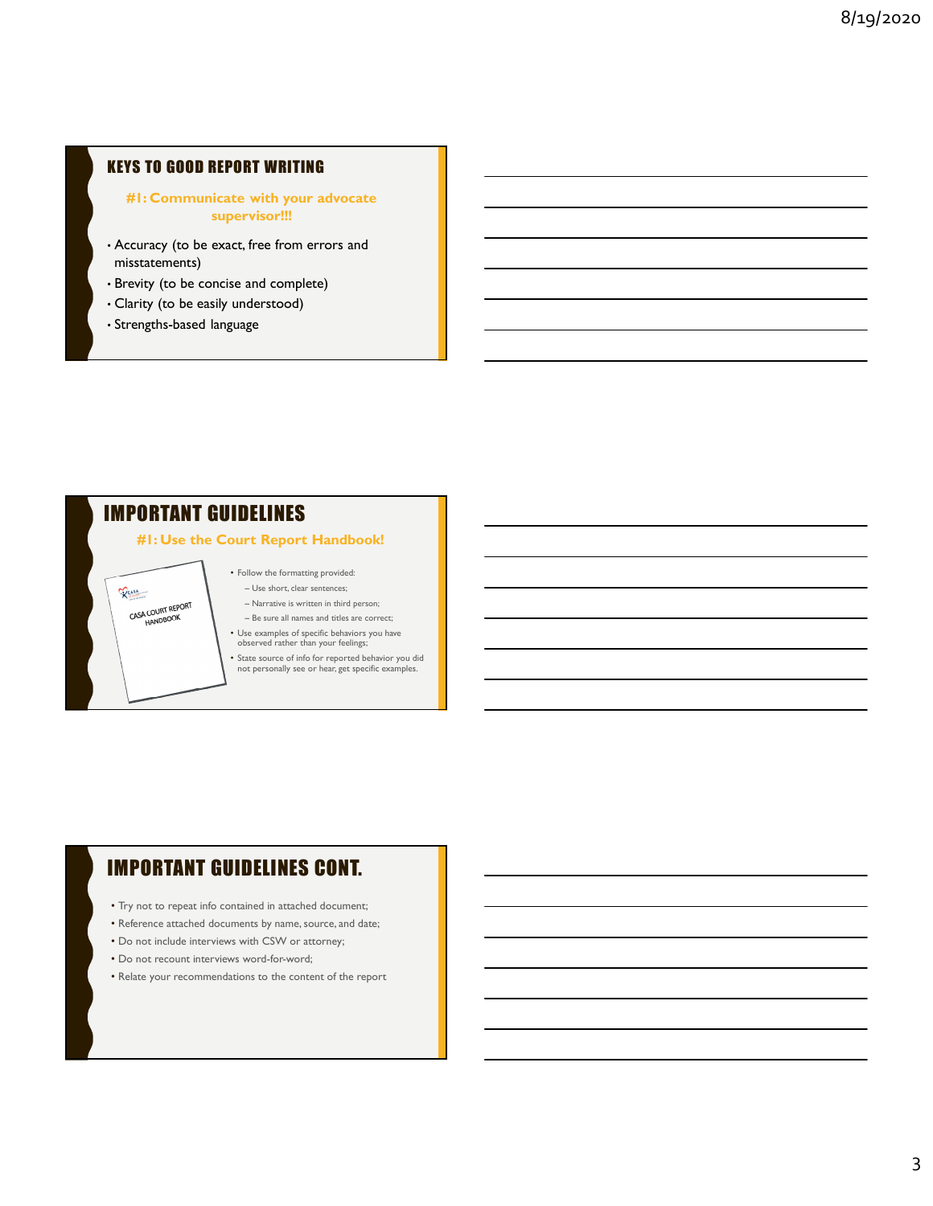## KEYS TO GOOD REPORT WRITING

**#1: Communicate with your advocate supervisor!!!**

- Accuracy (to be exact, free from errors and misstatements)
- Brevity (to be concise and complete)
- Clarity (to be easily understood)
- Strengths-based language

## IMPORTANT GUIDELINES

**#1: Use the Court Report Handbook!**

CASA COURT REPORT HANDBOOK

- Follow the formatting provided:
  - Use short, clear sentences;
  - Narrative is written in third person;
  - Be sure all names and titles are correct;
- Use examples of specific behaviors you have observed rather than your feelings;
- State source of info for reported behavior you did not personally see or hear, get specific examples.

## IMPORTANT GUIDELINES CONT.

- Try not to repeat info contained in attached document;
- Reference attached documents by name, source, and date;
- Do not include interviews with CSW or attorney;
- Do not recount interviews word-for-word;
- Relate your recommendations to the content of the report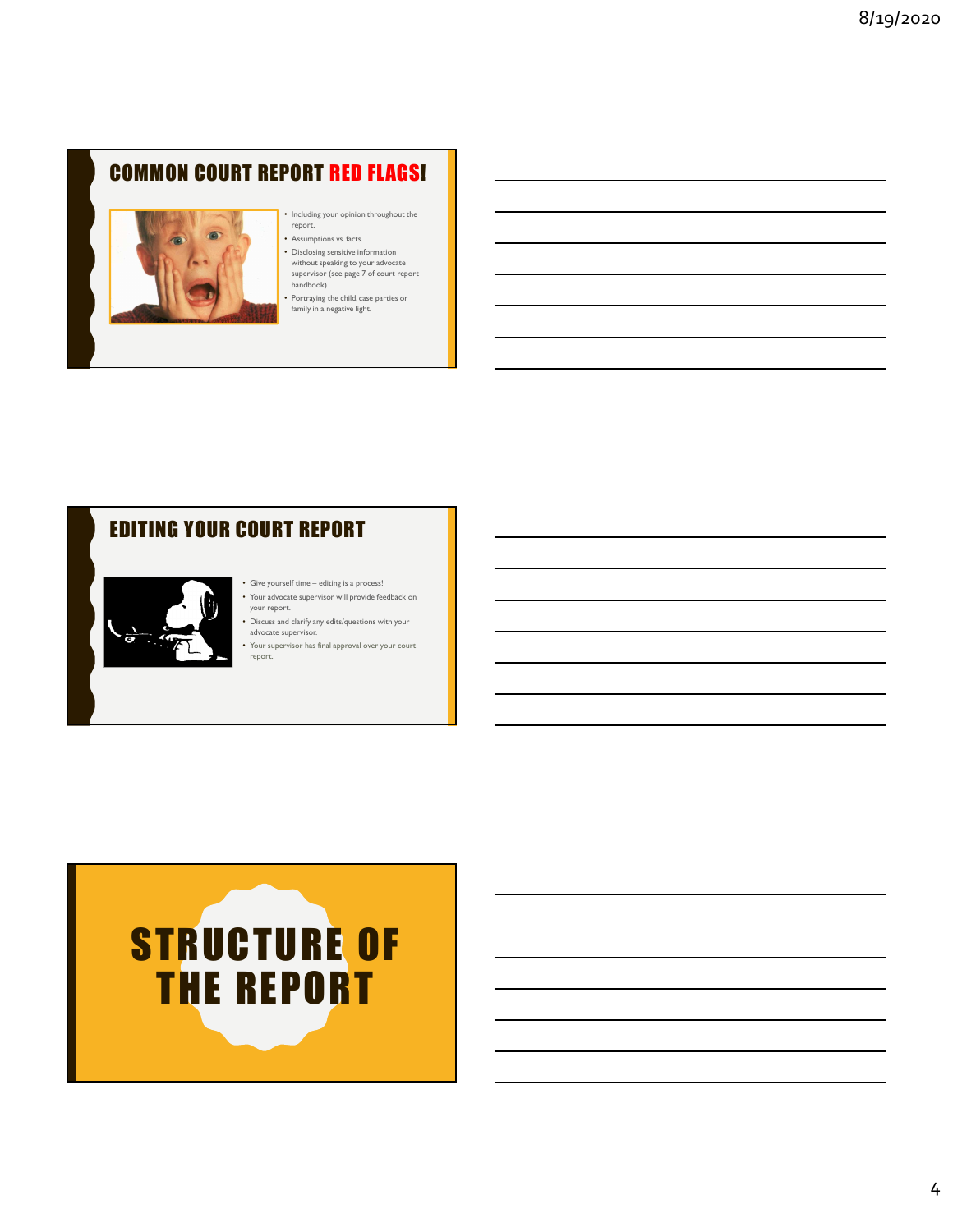## COMMON COURT REPORT RED FLAGS!

- Including your opinion throughout the report.
- Assumptions vs. facts.
- Disclosing sensitive information without speaking to your advocate supervisor (see page 7 of court report handbook)
- Portraying the child, case parties or family in a negative light.

## EDITING YOUR COURT REPORT

- Give yourself time – editing is a process!
- Your advocate supervisor will provide feedback on your report.
- Discuss and clarify any edits/questions with your advocate supervisor.
- Your supervisor has final approval over your court report.

# STRUCTURE OF THE REPORT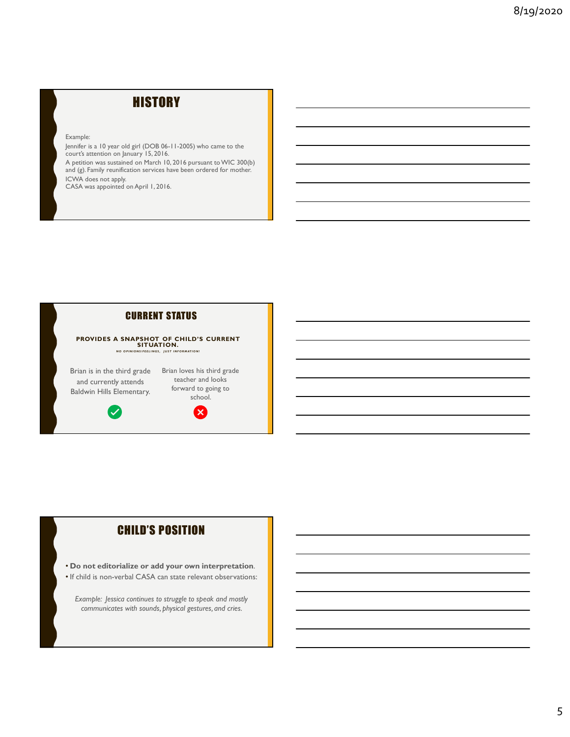## HISTORY

Example:

Jennifer is a 10 year old girl (DOB 06-11-2005) who came to the court's attention on January 15, 2016.

A petition was sustained on March 10, 2016 pursuant to WIC 300(b) and (g). Family reunification services have been ordered for mother.

ICWA does not apply.

CASA was appointed on April 1, 2016.

## CURRENT STATUS

**PROVIDES A SNAPSHOT OF CHILD'S CURRENT SITUATION.**

***NO OPINIONS/FEELINGS, JUST INFORMATION!***

Brian is in the third grade and currently attends Baldwin Hills Elementary. ✓

Brian loves his third grade teacher and looks forward to going to school. ✗

## CHILD'S POSITION

- **Do not editorialize or add your own interpretation**.
- If child is non-verbal CASA can state relevant observations:

*Example: Jessica continues to struggle to speak and mostly communicates with sounds, physical gestures, and cries.*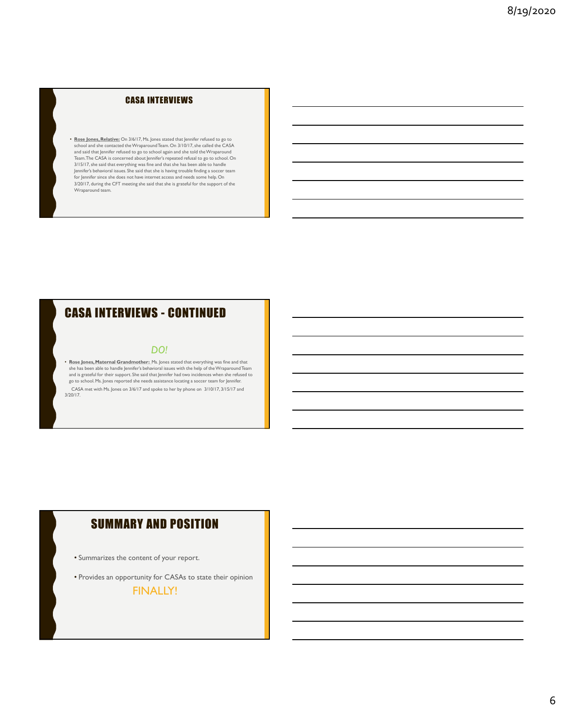## CASA INTERVIEWS

- **Rose Jones, Relative:** On 3/6/17, Ms. Jones stated that Jennifer refused to go to school and she contacted the Wraparound Team. On 3/10/17, she called the CASA and said that Jennifer refused to go to school again and she told the Wraparound Team. The CASA is concerned about Jennifer's repeated refusal to go to school. On 3/15/17, she said that everything was fine and that she has been able to handle Jennifer's behavioral issues. She said that she is having trouble finding a soccer team for Jennifer since she does not have internet access and needs some help. On 3/20/17, during the CFT meeting she said that she is grateful for the support of the Wraparound team.

## CASA INTERVIEWS - CONTINUED

*DO!*

- **Rose Jones, Maternal Grandmother:** Ms. Jones stated that everything was fine and that she has been able to handle Jennifer's behavioral issues with the help of the Wraparound Team and is grateful for their support. She said that Jennifer had two incidences when she refused to go to school. Ms. Jones reported she needs assistance locating a soccer team for Jennifer.

CASA met with Ms. Jones on 3/6/17 and spoke to her by phone on 3/10/17, 3/15/17 and 3/20/17.

## SUMMARY AND POSITION

- Summarizes the content of your report.
- Provides an opportunity for CASAs to state their opinion

FINALLY!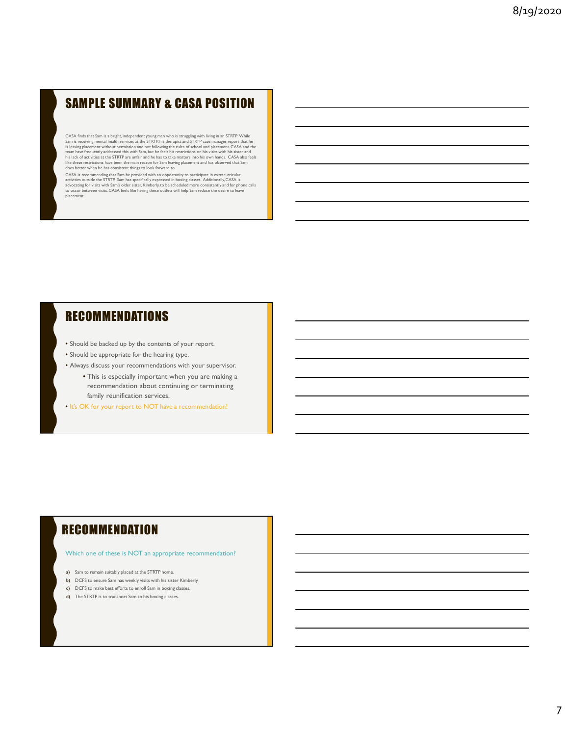## SAMPLE SUMMARY & CASA POSITION

CASA finds that Sam is a bright, independent young man who is struggling with living in an STRTP. While Sam is receiving mental health services at the STRTP, his therapist and STRTP case manager report that he is leaving placement without permission and not following the rules of school and placement. CASA and the team have frequently addressed this with Sam, but he feels his restrictions on his visits with his sister and his lack of activities at the STRTP are unfair and he has to take matters into his own hands. CASA also feels like these restrictions have been the main reason for Sam leaving placement and has observed that Sam does better when he has consistent things to look forward to.

CASA is recommending that Sam be provided with an opportunity to participate in extracurricular activities outside the STRTP. Sam has specifically expressed in boxing classes. Additionally, CASA is advocating for visits with Sam's older sister, Kimberly, to be scheduled more consistently and for phone calls to occur between visits. CASA feels like having these outlets will help Sam reduce the desire to leave placement.

## RECOMMENDATIONS

- Should be backed up by the contents of your report.
- Should be appropriate for the hearing type.
- Always discuss your recommendations with your supervisor.
  - This is especially important when you are making a recommendation about continuing or terminating family reunification services.
- It's OK for your report to NOT have a recommendation!

## RECOMMENDATION

Which one of these is NOT an appropriate recommendation?

a) Sam to remain suitably placed at the STRTP home.
b) DCFS to ensure Sam has weekly visits with his sister Kimberly.
c) DCFS to make best efforts to enroll Sam in boxing classes.
d) The STRTP is to transport Sam to his boxing classes.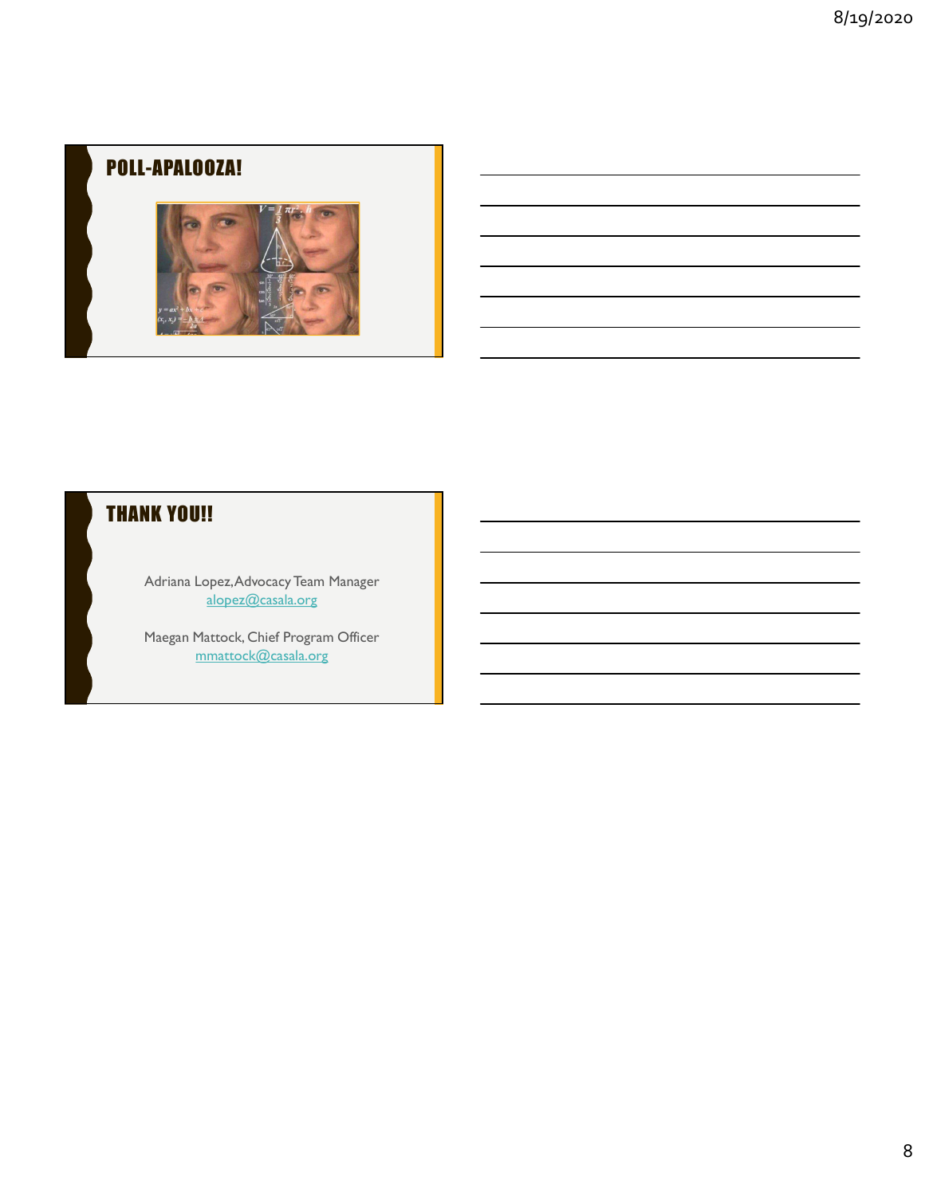## POLL-APALOOZA!

## THANK YOU!!

Adriana Lopez, Advocacy Team Manager
alopez@casala.org

Maegan Mattock, Chief Program Officer
mmattock@casala.org